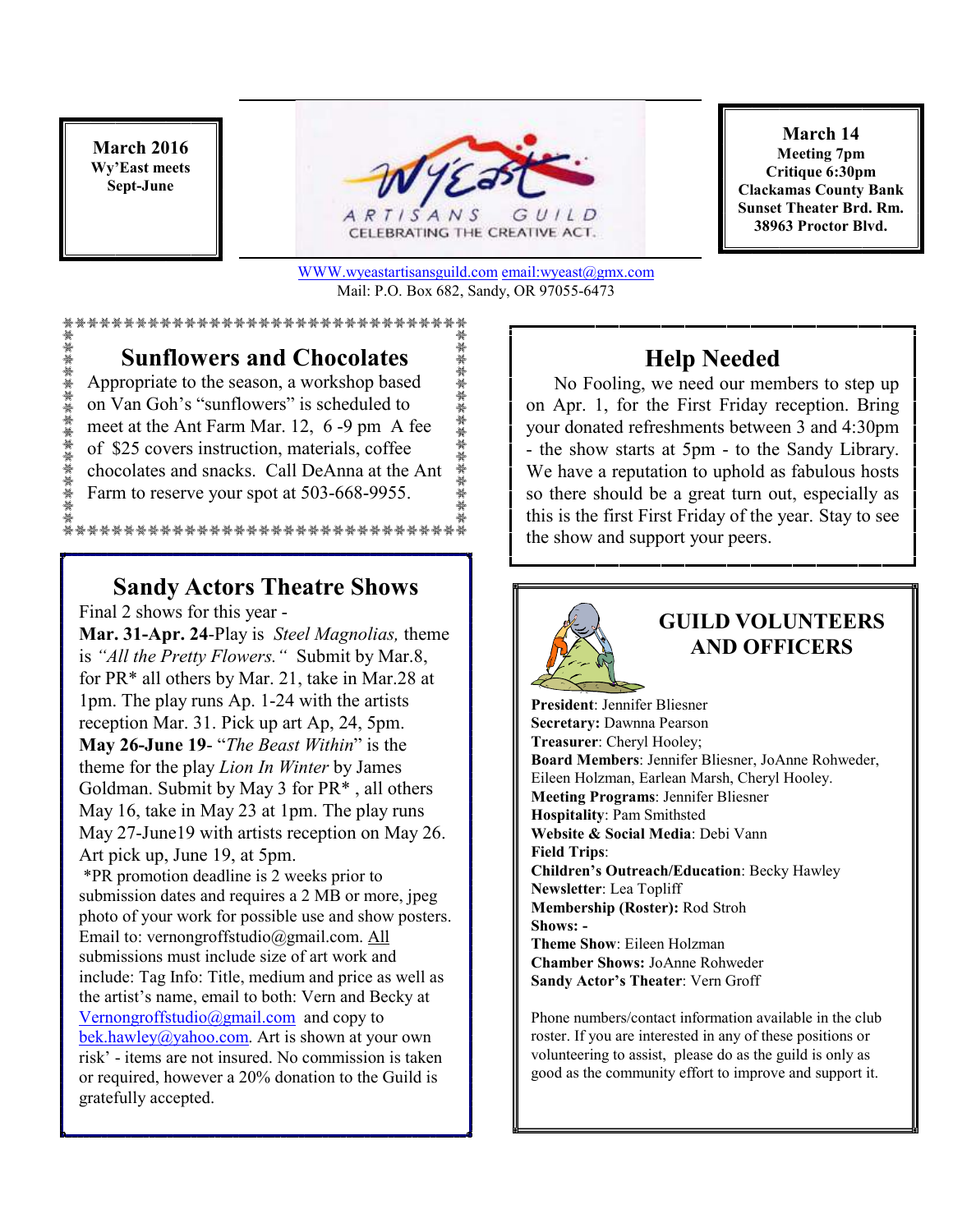**March 2016**
**Wy'East meets**
**Sept-June**

WY'EAST ARTISANS GUILD
CELEBRATING THE CREATIVE ACT.

[WWW.wyeastartisansguild.com](http://WWW.wyeastartisansguild.com) [email:wyeast@gmx.com](mailto:wyeast@gmx.com)
Mail: P.O. Box 682, Sandy, OR 97055-6473

**March 14**
**Meeting 7pm**
**Critique 6:30pm**
**Clackamas County Bank**
**Sunset Theater Brd. Rm.**
**38963 Proctor Blvd.**

## Sunflowers and Chocolates

Appropriate to the season, a workshop based on Van Goh's "sunflowers" is scheduled to meet at the Ant Farm Mar. 12, 6 -9 pm A fee of $25 covers instruction, materials, coffee chocolates and snacks. Call DeAnna at the Ant Farm to reserve your spot at 503-668-9955.

## Sandy Actors Theatre Shows

Final 2 shows for this year -

**Mar. 31-Apr. 24**-Play is *Steel Magnolias,* theme is *"All the Pretty Flowers."* Submit by Mar.8, for PR* all others by Mar. 21, take in Mar.28 at 1pm. The play runs Ap. 1-24 with the artists reception Mar. 31. Pick up art Ap, 24, 5pm.

**May 26-June 19**- "*The Beast Within*" is the theme for the play *Lion In Winter* by James Goldman. Submit by May 3 for PR* , all others May 16, take in May 23 at 1pm. The play runs May 27-June19 with artists reception on May 26. Art pick up, June 19, at 5pm.

*PR promotion deadline is 2 weeks prior to submission dates and requires a 2 MB or more, jpeg photo of your work for possible use and show posters. Email to: vernongroffstudio@gmail.com. All submissions must include size of art work and include: Tag Info: Title, medium and price as well as the artist's name, email to both: Vern and Becky at [Vernongroffstudio@gmail.com](mailto:Vernongroffstudio@gmail.com) and copy to [bek.hawley@yahoo.com](mailto:bek.hawley@yahoo.com). Art is shown at your own risk' - items are not insured. No commission is taken or required, however a 20% donation to the Guild is gratefully accepted.

## Help Needed

No Fooling, we need our members to step up on Apr. 1, for the First Friday reception. Bring your donated refreshments between 3 and 4:30pm - the show starts at 5pm - to the Sandy Library. We have a reputation to uphold as fabulous hosts so there should be a great turn out, especially as this is the first First Friday of the year. Stay to see the show and support your peers.

## GUILD VOLUNTEERS AND OFFICERS

**President**: Jennifer Bliesner
**Secretary:** Dawnna Pearson
**Treasurer**: Cheryl Hooley;
**Board Members**: Jennifer Bliesner, JoAnne Rohweder, Eileen Holzman, Earlean Marsh, Cheryl Hooley.
**Meeting Programs**: Jennifer Bliesner
**Hospitality**: Pam Smithsted
**Website & Social Media**: Debi Vann
**Field Trips**:
**Children's Outreach/Education**: Becky Hawley
**Newsletter**: Lea Topliff
**Membership (Roster):** Rod Stroh
**Shows: -**
**Theme Show**: Eileen Holzman
**Chamber Shows:** JoAnne Rohweder
**Sandy Actor's Theater**: Vern Groff

Phone numbers/contact information available in the club roster. If you are interested in any of these positions or volunteering to assist, please do as the guild is only as good as the community effort to improve and support it.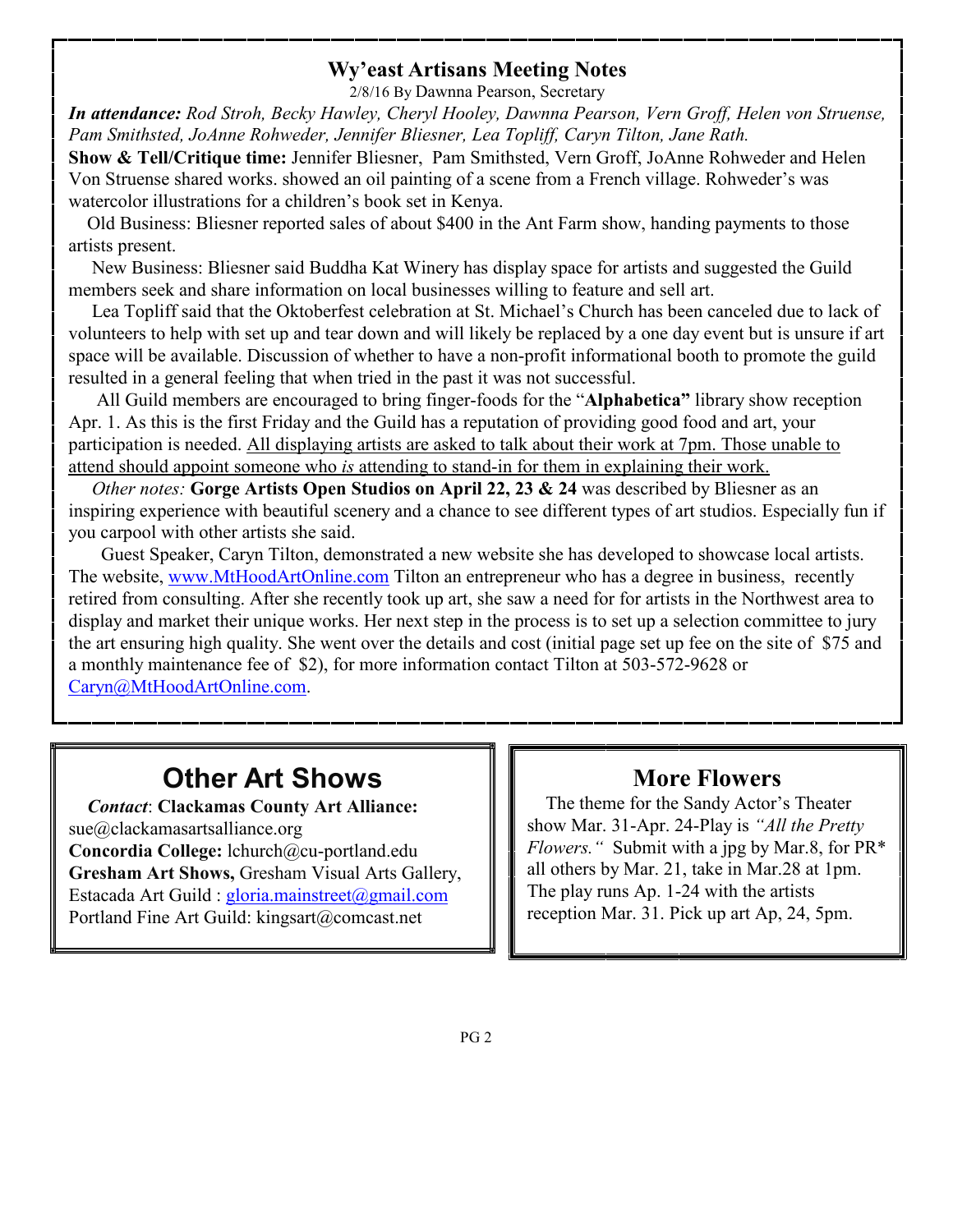## Wy'east Artisans Meeting Notes

2/8/16 By Dawnna Pearson, Secretary

***In attendance:*** *Rod Stroh, Becky Hawley, Cheryl Hooley, Dawnna Pearson, Vern Groff, Helen von Struense, Pam Smithsted, JoAnne Rohweder, Jennifer Bliesner, Lea Topliff, Caryn Tilton, Jane Rath.*

**Show & Tell/Critique time:** Jennifer Bliesner, Pam Smithsted, Vern Groff, JoAnne Rohweder and Helen Von Struense shared works. showed an oil painting of a scene from a French village. Rohweder's was watercolor illustrations for a children's book set in Kenya.

Old Business: Bliesner reported sales of about $400 in the Ant Farm show, handing payments to those artists present.

New Business: Bliesner said Buddha Kat Winery has display space for artists and suggested the Guild members seek and share information on local businesses willing to feature and sell art.

Lea Topliff said that the Oktoberfest celebration at St. Michael's Church has been canceled due to lack of volunteers to help with set up and tear down and will likely be replaced by a one day event but is unsure if art space will be available. Discussion of whether to have a non-profit informational booth to promote the guild resulted in a general feeling that when tried in the past it was not successful.

All Guild members are encouraged to bring finger-foods for the "**Alphabetica"** library show reception Apr. 1. As this is the first Friday and the Guild has a reputation of providing good food and art, your participation is needed. All displaying artists are asked to talk about their work at 7pm. Those unable to attend should appoint someone who *is* attending to stand-in for them in explaining their work.

*Other notes:* **Gorge Artists Open Studios on April 22, 23 & 24** was described by Bliesner as an inspiring experience with beautiful scenery and a chance to see different types of art studios. Especially fun if you carpool with other artists she said.

Guest Speaker, Caryn Tilton, demonstrated a new website she has developed to showcase local artists. The website, www.MtHoodArtOnline.com Tilton an entrepreneur who has a degree in business, recently retired from consulting. After she recently took up art, she saw a need for for artists in the Northwest area to display and market their unique works. Her next step in the process is to set up a selection committee to jury the art ensuring high quality. She went over the details and cost (initial page set up fee on the site of $75 and a monthly maintenance fee of $2), for more information contact Tilton at 503-572-9628 or Caryn@MtHoodArtOnline.com.

## Other Art Shows

*Contact*: **Clackamas County Art Alliance:** sue@clackamasartsalliance.org
**Concordia College:** lchurch@cu-portland.edu
**Gresham Art Shows,** Gresham Visual Arts Gallery,
Estacada Art Guild : gloria.mainstreet@gmail.com
Portland Fine Art Guild: kingsart@comcast.net

## More Flowers

The theme for the Sandy Actor's Theater show Mar. 31-Apr. 24-Play is *"All the Pretty Flowers."* Submit with a jpg by Mar.8, for PR* all others by Mar. 21, take in Mar.28 at 1pm. The play runs Ap. 1-24 with the artists reception Mar. 31. Pick up art Ap, 24, 5pm.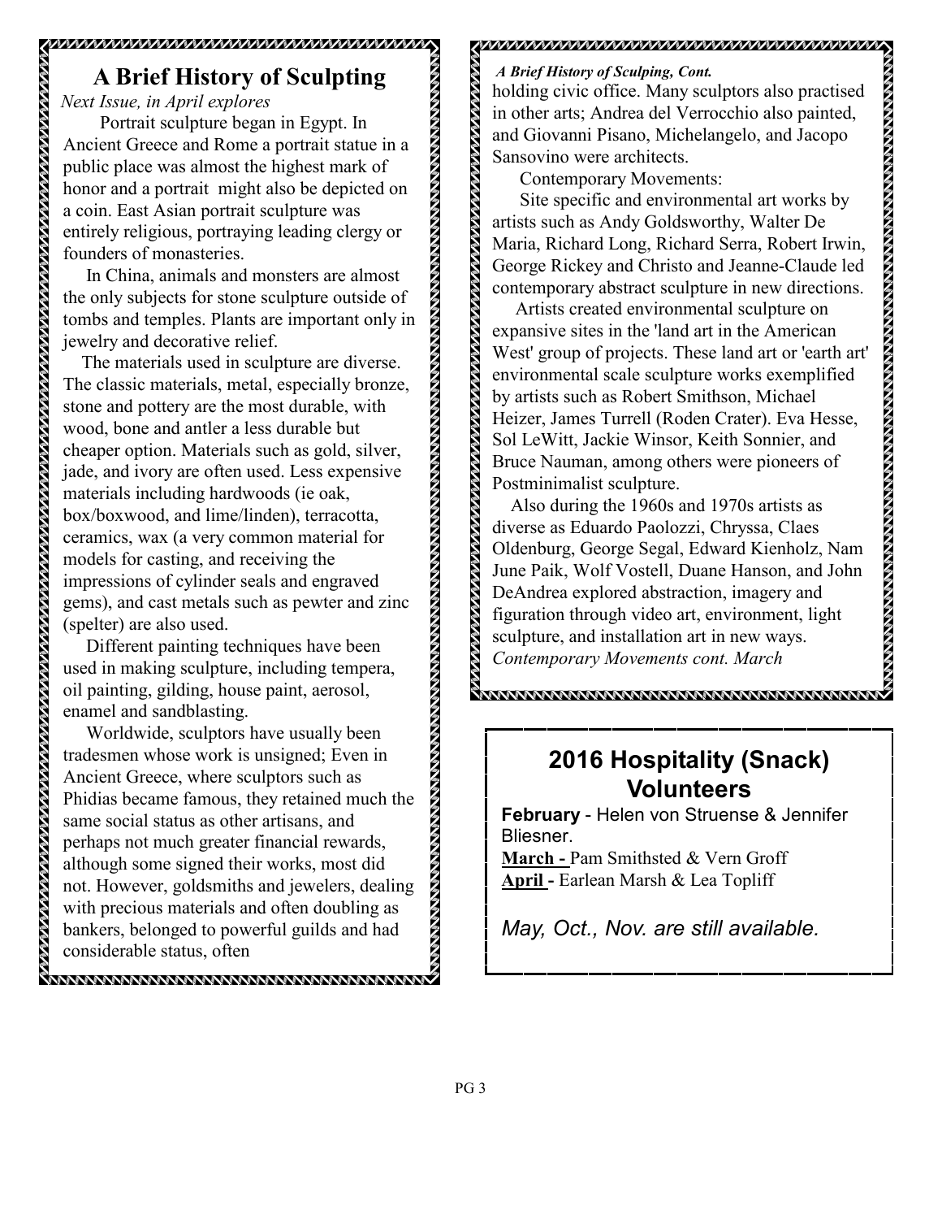## A Brief History of Sculpting

*Next Issue, in April explores*

Portrait sculpture began in Egypt. In Ancient Greece and Rome a portrait statue in a public place was almost the highest mark of honor and a portrait might also be depicted on a coin. East Asian portrait sculpture was entirely religious, portraying leading clergy or founders of monasteries.

In China, animals and monsters are almost the only subjects for stone sculpture outside of tombs and temples. Plants are important only in jewelry and decorative relief.

The materials used in sculpture are diverse. The classic materials, metal, especially bronze, stone and pottery are the most durable, with wood, bone and antler a less durable but cheaper option. Materials such as gold, silver, jade, and ivory are often used. Less expensive materials including hardwoods (ie oak, box/boxwood, and lime/linden), terracotta, ceramics, wax (a very common material for models for casting, and receiving the impressions of cylinder seals and engraved gems), and cast metals such as pewter and zinc (spelter) are also used.

Different painting techniques have been used in making sculpture, including tempera, oil painting, gilding, house paint, aerosol, enamel and sandblasting.

Worldwide, sculptors have usually been tradesmen whose work is unsigned; Even in Ancient Greece, where sculptors such as Phidias became famous, they retained much the same social status as other artisans, and perhaps not much greater financial rewards, although some signed their works, most did not. However, goldsmiths and jewelers, dealing with precious materials and often doubling as bankers, belonged to powerful guilds and had considerable status, often

***A Brief History of Sculping, Cont.***

holding civic office. Many sculptors also practised in other arts; Andrea del Verrocchio also painted, and Giovanni Pisano, Michelangelo, and Jacopo Sansovino were architects.

Contemporary Movements:

Site specific and environmental art works by artists such as Andy Goldsworthy, Walter De Maria, Richard Long, Richard Serra, Robert Irwin, George Rickey and Christo and Jeanne-Claude led contemporary abstract sculpture in new directions.

Artists created environmental sculpture on expansive sites in the 'land art in the American West' group of projects. These land art or 'earth art' environmental scale sculpture works exemplified by artists such as Robert Smithson, Michael Heizer, James Turrell (Roden Crater). Eva Hesse, Sol LeWitt, Jackie Winsor, Keith Sonnier, and Bruce Nauman, among others were pioneers of Postminimalist sculpture.

Also during the 1960s and 1970s artists as diverse as Eduardo Paolozzi, Chryssa, Claes Oldenburg, George Segal, Edward Kienholz, Nam June Paik, Wolf Vostell, Duane Hanson, and John DeAndrea explored abstraction, imagery and figuration through video art, environment, light sculpture, and installation art in new ways.

*Contemporary Movements cont. March*

## 2016 Hospitality (Snack) Volunteers

**February** - Helen von Struense & Jennifer Bliesner.

**March -** Pam Smithsted & Vern Groff

**April -** Earlean Marsh & Lea Topliff

*May, Oct., Nov. are still available.*